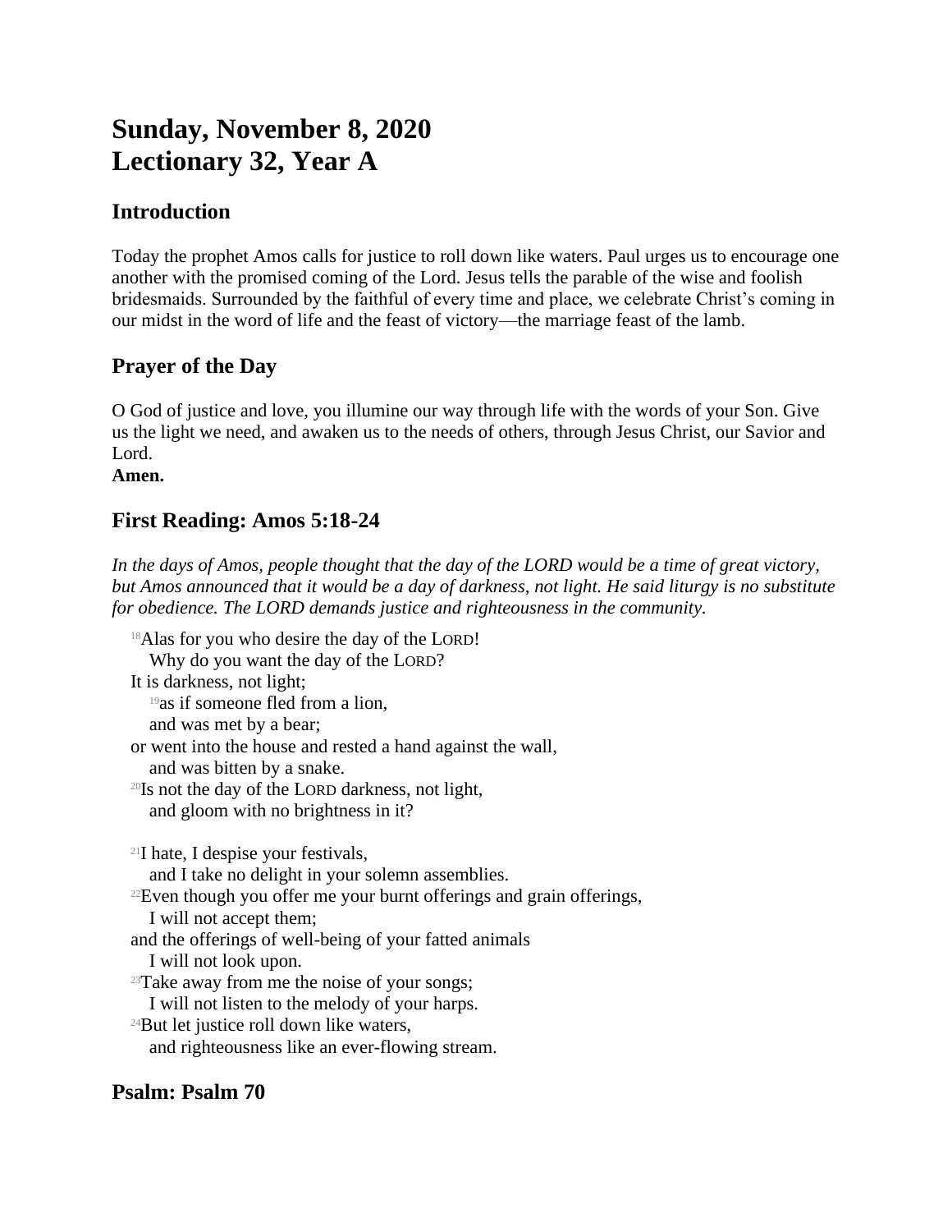# Sunday, November 8, 2020
# Lectionary 32, Year A

## Introduction

Today the prophet Amos calls for justice to roll down like waters. Paul urges us to encourage one another with the promised coming of the Lord. Jesus tells the parable of the wise and foolish bridesmaids. Surrounded by the faithful of every time and place, we celebrate Christ's coming in our midst in the word of life and the feast of victory—the marriage feast of the lamb.

## Prayer of the Day

O God of justice and love, you illumine our way through life with the words of your Son. Give us the light we need, and awaken us to the needs of others, through Jesus Christ, our Savior and Lord.
**Amen.**

## First Reading: Amos 5:18-24

*In the days of Amos, people thought that the day of the LORD would be a time of great victory, but Amos announced that it would be a day of darkness, not light. He said liturgy is no substitute for obedience. The LORD demands justice and righteousness in the community.*

[18]Alas for you who desire the day of the LORD!
Why do you want the day of the LORD?
It is darkness, not light;
[19]as if someone fled from a lion,
and was met by a bear;
or went into the house and rested a hand against the wall,
and was bitten by a snake.
[20]Is not the day of the LORD darkness, not light,
and gloom with no brightness in it?

[21]I hate, I despise your festivals,
and I take no delight in your solemn assemblies.
[22]Even though you offer me your burnt offerings and grain offerings,
I will not accept them;
and the offerings of well-being of your fatted animals
I will not look upon.
[23]Take away from me the noise of your songs;
I will not listen to the melody of your harps.
[24]But let justice roll down like waters,
and righteousness like an ever-flowing stream.

## Psalm: Psalm 70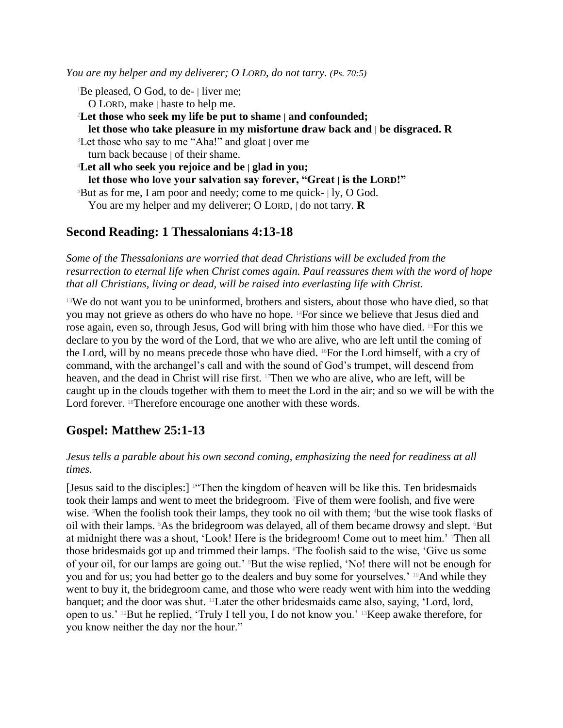*You are my helper and my deliverer; O LORD, do not tarry. (Ps. 70:5)*

[1]Be pleased, O God, to de- | liver me;
O LORD, make | haste to help me.
[2]**Let those who seek my life be put to shame | and confounded;**
**let those who take pleasure in my misfortune draw back and | be disgraced. R**
[3]Let those who say to me "Aha!" and gloat | over me
turn back because | of their shame.
[4]**Let all who seek you rejoice and be | glad in you;**
**let those who love your salvation say forever, "Great | is the LORD!"**
[5]But as for me, I am poor and needy; come to me quick- | ly, O God.
You are my helper and my deliverer; O LORD, | do not tarry. **R**

## Second Reading: 1 Thessalonians 4:13-18

*Some of the Thessalonians are worried that dead Christians will be excluded from the resurrection to eternal life when Christ comes again. Paul reassures them with the word of hope that all Christians, living or dead, will be raised into everlasting life with Christ.*

[13]We do not want you to be uninformed, brothers and sisters, about those who have died, so that you may not grieve as others do who have no hope. [14]For since we believe that Jesus died and rose again, even so, through Jesus, God will bring with him those who have died. [15]For this we declare to you by the word of the Lord, that we who are alive, who are left until the coming of the Lord, will by no means precede those who have died. [16]For the Lord himself, with a cry of command, with the archangel's call and with the sound of God's trumpet, will descend from heaven, and the dead in Christ will rise first. [17]Then we who are alive, who are left, will be caught up in the clouds together with them to meet the Lord in the air; and so we will be with the Lord forever. [18]Therefore encourage one another with these words.

## Gospel: Matthew 25:1-13

*Jesus tells a parable about his own second coming, emphasizing the need for readiness at all times.*

[Jesus said to the disciples:] [1]"Then the kingdom of heaven will be like this. Ten bridesmaids took their lamps and went to meet the bridegroom. [2]Five of them were foolish, and five were wise. [3]When the foolish took their lamps, they took no oil with them; [4]but the wise took flasks of oil with their lamps. [5]As the bridegroom was delayed, all of them became drowsy and slept. [6]But at midnight there was a shout, 'Look! Here is the bridegroom! Come out to meet him.' [7]Then all those bridesmaids got up and trimmed their lamps. [8]The foolish said to the wise, 'Give us some of your oil, for our lamps are going out.' [9]But the wise replied, 'No! there will not be enough for you and for us; you had better go to the dealers and buy some for yourselves.' [10]And while they went to buy it, the bridegroom came, and those who were ready went with him into the wedding banquet; and the door was shut. [11]Later the other bridesmaids came also, saying, 'Lord, lord, open to us.' [12]But he replied, 'Truly I tell you, I do not know you.' [13]Keep awake therefore, for you know neither the day nor the hour."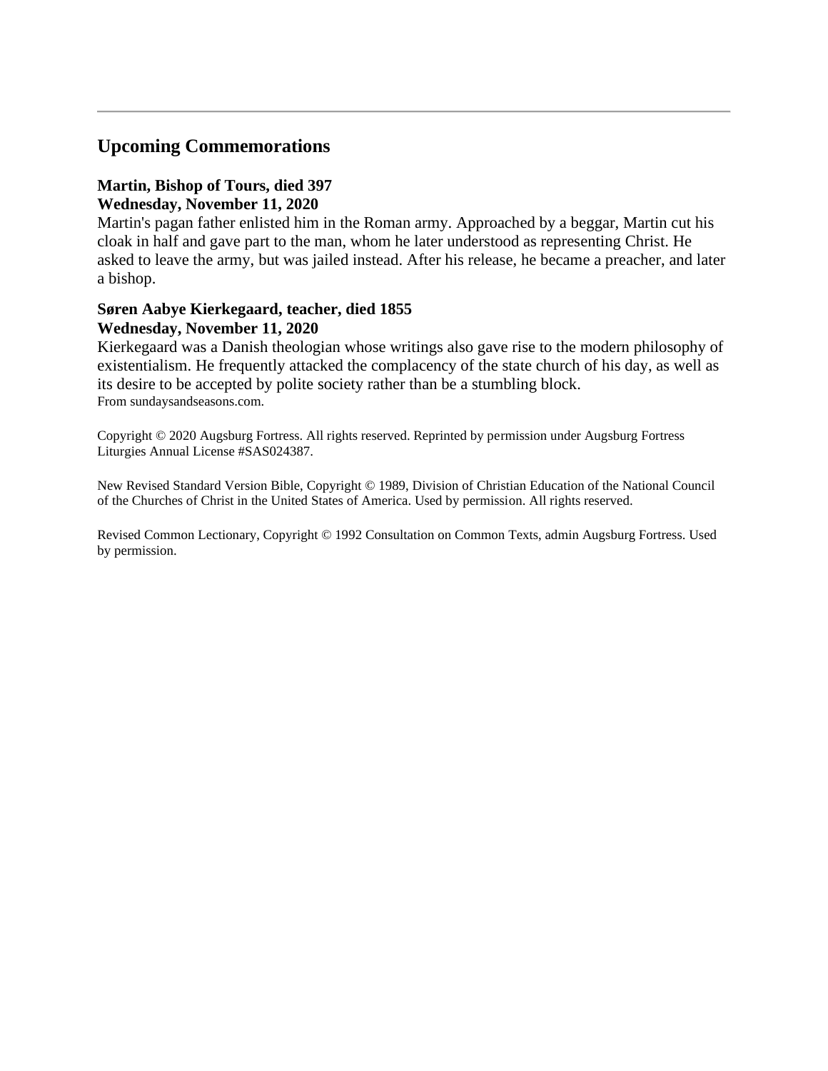---

## Upcoming Commemorations

**Martin, Bishop of Tours, died 397**
**Wednesday, November 11, 2020**

Martin's pagan father enlisted him in the Roman army. Approached by a beggar, Martin cut his cloak in half and gave part to the man, whom he later understood as representing Christ. He asked to leave the army, but was jailed instead. After his release, he became a preacher, and later a bishop.

**Søren Aabye Kierkegaard, teacher, died 1855**
**Wednesday, November 11, 2020**

Kierkegaard was a Danish theologian whose writings also gave rise to the modern philosophy of existentialism. He frequently attacked the complacency of the state church of his day, as well as its desire to be accepted by polite society rather than be a stumbling block.
From sundaysandseasons.com.

Copyright © 2020 Augsburg Fortress. All rights reserved. Reprinted by permission under Augsburg Fortress Liturgies Annual License #SAS024387.

New Revised Standard Version Bible, Copyright © 1989, Division of Christian Education of the National Council of the Churches of Christ in the United States of America. Used by permission. All rights reserved.

Revised Common Lectionary, Copyright © 1992 Consultation on Common Texts, admin Augsburg Fortress. Used by permission.